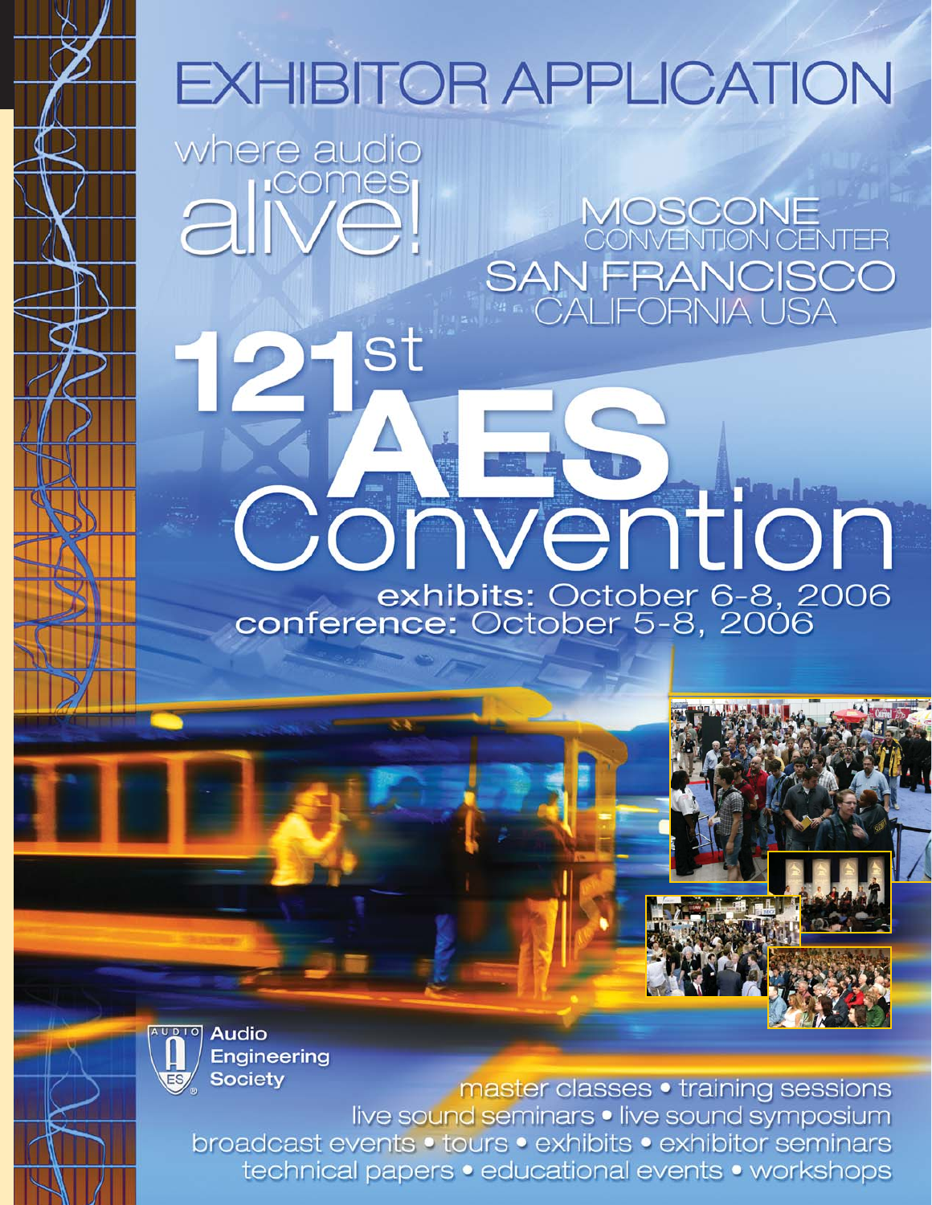# EXHIBITOR APPLICATION

where audio comes alive!

MOSCONE CONVENTION CENTER
SAN FRANCISCO
CALIFORNIA USA

# 121st AES Convention

**exhibits:** October 6-8, 2006
**conference:** October 5-8, 2006

Audio Engineering Society

master classes • training sessions
live sound seminars • live sound symposium
broadcast events • tours • exhibits • exhibitor seminars
technical papers • educational events • workshops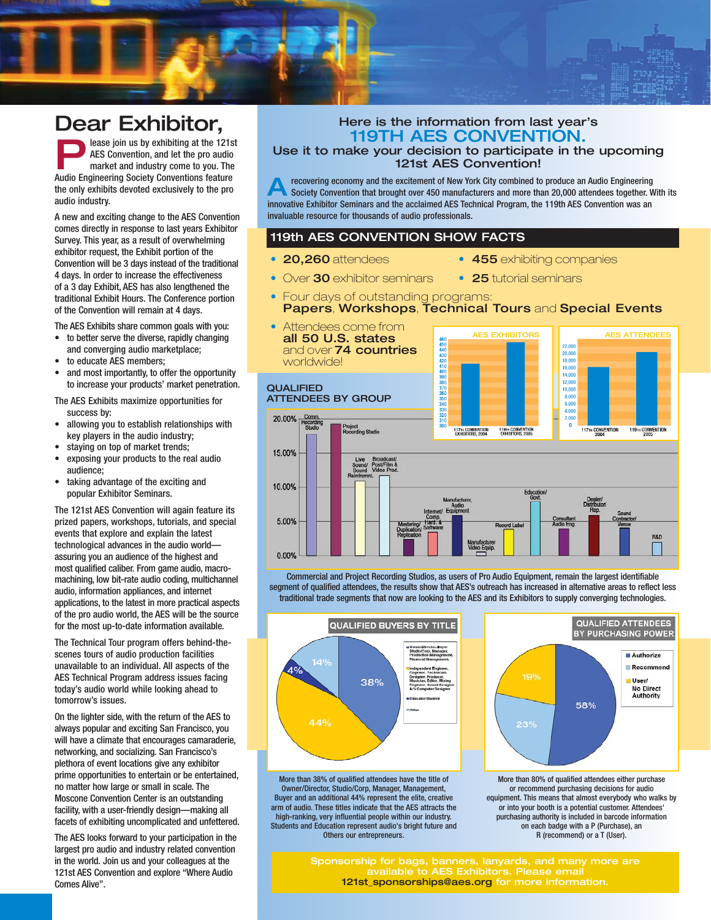# Dear Exhibitor,

Please join us by exhibiting at the 121st AES Convention, and let the pro audio market and industry come to you. The Audio Engineering Society Conventions feature the only exhibits devoted exclusively to the pro audio industry.

A new and exciting change to the AES Convention comes directly in response to last years Exhibitor Survey. This year, as a result of overwhelming exhibitor request, the Exhibit portion of the Convention will be 3 days instead of the traditional 4 days. In order to increase the effectiveness of a 3 day Exhibit, AES has also lengthened the traditional Exhibit Hours. The Conference portion of the Convention will remain at 4 days.

The AES Exhibits share common goals with you:

- to better serve the diverse, rapidly changing and converging audio marketplace;
- to educate AES members;
- and most importantly, to offer the opportunity to increase your products' market penetration.

The AES Exhibits maximize opportunities for success by:

- allowing you to establish relationships with key players in the audio industry;
- staying on top of market trends;
- exposing your products to the real audio audience;
- taking advantage of the exciting and popular Exhibitor Seminars.

The 121st AES Convention will again feature its prized papers, workshops, tutorials, and special events that explore and explain the latest technological advances in the audio world—assuring you an audience of the highest and most qualified caliber. From game audio, macro-machining, low bit-rate audio coding, multichannel audio, information appliances, and internet applications, to the latest in more practical aspects of the pro audio world, the AES will be the source for the most up-to-date information available.

The Technical Tour program offers behind-the-scenes tours of audio production facilities unavailable to an individual. All aspects of the AES Technical Program address issues facing today's audio world while looking ahead to tomorrow's issues.

On the lighter side, with the return of the AES to always popular and exciting San Francisco, you will have a climate that encourages camaraderie, networking, and socializing. San Francisco's plethora of event locations give any exhibitor prime opportunities to entertain or be entertained, no matter how large or small in scale. The Moscone Convention Center is an outstanding facility, with a user-friendly design—making all facets of exhibiting uncomplicated and unfettered.

The AES looks forward to your participation in the largest pro audio and industry related convention in the world. Join us and your colleagues at the 121st AES Convention and explore "Where Audio Comes Alive".

## Here is the information from last year's 119TH AES CONVENTION.
### Use it to make your decision to participate in the upcoming 121st AES Convention!

A recovering economy and the excitement of New York City combined to produce an Audio Engineering Society Convention that brought over 450 manufacturers and more than 20,000 attendees together. With its innovative Exhibitor Seminars and the acclaimed AES Technical Program, the 119th AES Convention was an invaluable resource for thousands of audio professionals.

## 119th AES CONVENTION SHOW FACTS

- **20,260** attendees
- **455** exhibiting companies
- Over **30** exhibitor seminars
- **25** tutorial seminars
- Four days of outstanding programs: **Papers**, **Workshops**, **Technical Tours** and **Special Events**
- Attendees come from **all 50 U.S. states** and over **74 countries** worldwide!

**AES EXHIBITORS**: 117th Convention Exhibitors, 2004; 119th Convention Exhibitors, 2005

**AES ATTENDEES**: 117th Convention 2004; 119th Convention 2005

### QUALIFIED ATTENDEES BY GROUP

Categories: Comm. Recording Studio; Project Recording Studio; Live Sound/Sound Reinforcmnt.; Broadcast/Post/Film & Video Prod.; Mastering/Duplication/Replication; Internet/Comp. Hard. & Software; Manufacturer, Audio Equipment; Manufacturer Video Equip.; Record Label; Education/Govt.; Consultant Audio Eng.; Dealer/Distributor/Rep.; Sound Contractor/Venue; R&D

Commercial and Project Recording Studios, as users of Pro Audio Equipment, remain the largest identifiable segment of qualified attendees, the results show that AES's outreach has increased in alternative areas to reflect less traditional trade segments that now are looking to the AES and its Exhibitors to supply converging technologies.

### QUALIFIED BUYERS BY TITLE

- Owner/Director, Buyer Studio/Corp. Manager, Production Management, Financial Management: 38%
- Independent Engineer, Engineer, Technician, Designer, Producer, Musician, Editor, Mixing Engineer, Sound Designer, A/V Computer Designer: 44%
- Education/Student: 4%
- Other: 14%

More than 38% of qualified attendees have the title of Owner/Director, Studio/Corp, Manager, Management, Buyer and an additional 44% represent the elite, creative arm of audio. These titles indicate that the AES attracts the high-ranking, very influential people within our industry. Students and Education represent audio's bright future and Others our entrepreneurs.

### QUALIFIED ATTENDEES BY PURCHASING POWER

- Authorize: 58%
- Recommend: 23%
- User/No Direct Authority: 19%

More than 80% of qualified attendees either purchase or recommend purchasing decisions for audio equipment. This means that almost everybody who walks by or into your booth is a potential customer. Attendees' purchasing authority is included in barcode information on each badge with a P (Purchase), an R (recommend) or a T (User).

Sponsorship for bags, banners, lanyards, and many more are available to AES Exhibitors. Please email **121st_sponsorships@aes.org** for more information.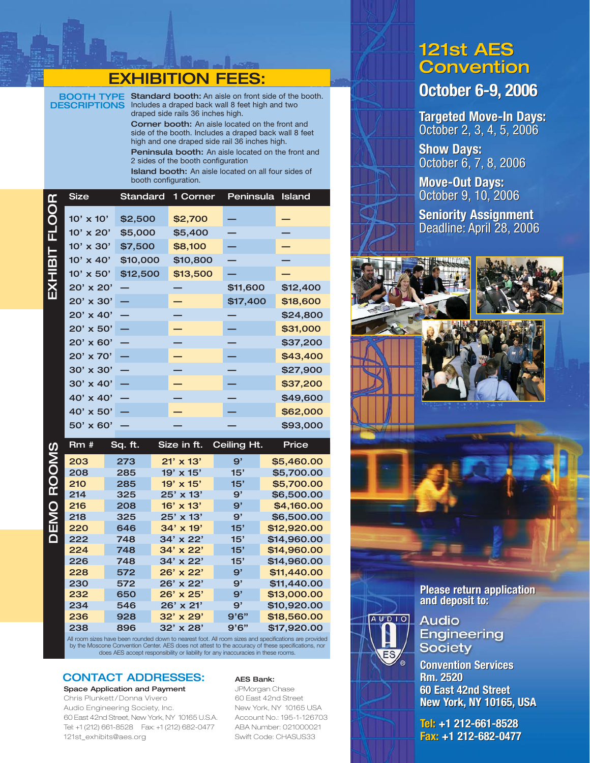# EXHIBITION FEES:

**BOOTH TYPE DESCRIPTIONS**

**Standard booth:** An aisle on front side of the booth. Includes a draped back wall 8 feet high and two draped side rails 36 inches high.

**Corner booth:** An aisle located on the front and side of the booth. Includes a draped back wall 8 feet high and one draped side rail 36 inches high.

**Peninsula booth:** An aisle located on the front and 2 sides of the booth configuration

**Island booth:** An aisle located on all four sides of booth configuration.

## EXHIBIT FLOOR

| Size | Standard | 1 Corner | Peninsula | Island |
|---|---|---|---|---|
| 10' x 10' | $2,500 | $2,700 | — | — |
| 10' x 20' | $5,000 | $5,400 | — | — |
| 10' x 30' | $7,500 | $8,100 | — | — |
| 10' x 40' | $10,000 | $10,800 | — | — |
| 10' x 50' | $12,500 | $13,500 | — | — |
| 20' x 20' | — | — | $11,600 | $12,400 |
| 20' x 30' | — | — | $17,400 | $18,600 |
| 20' x 40' | — | — | — | $24,800 |
| 20' x 50' | — | — | — | $31,000 |
| 20' x 60' | — | — | — | $37,200 |
| 20' x 70' | — | — | — | $43,400 |
| 30' x 30' | — | — | — | $27,900 |
| 30' x 40' | — | — | — | $37,200 |
| 40' x 40' | — | — | — | $49,600 |
| 40' x 50' | — | — | — | $62,000 |
| 50' x 60' | — | — | — | $93,000 |

## DEMO ROOMS

| Rm # | Sq. ft. | Size in ft. | Ceiling Ht. | Price |
|---|---|---|---|---|
| 203 | 273 | 21' x 13' | 9' | $5,460.00 |
| 208 | 285 | 19' x 15' | 15' | $5,700.00 |
| 210 | 285 | 19' x 15' | 15' | $5,700.00 |
| 214 | 325 | 25' x 13' | 9' | $6,500.00 |
| 216 | 208 | 16' x 13' | 9' | $4,160.00 |
| 218 | 325 | 25' x 13' | 9' | $6,500.00 |
| 220 | 646 | 34' x 19' | 15' | $12,920.00 |
| 222 | 748 | 34' x 22' | 15' | $14,960.00 |
| 224 | 748 | 34' x 22' | 15' | $14,960.00 |
| 226 | 748 | 34' x 22' | 15' | $14,960.00 |
| 228 | 572 | 26' x 22' | 9' | $11,440.00 |
| 230 | 572 | 26' x 22' | 9' | $11,440.00 |
| 232 | 650 | 26' x 25' | 9' | $13,000.00 |
| 234 | 546 | 26' x 21' | 9' | $10,920.00 |
| 236 | 928 | 32' x 29' | 9'6" | $18,560.00 |
| 238 | 896 | 32' x 28' | 9'6" | $17,920.00 |

All room sizes have been rounded down to nearest foot. All room sizes and specifications are provided by the Moscone Convention Center. AES does not attest to the accuracy of these specifications, nor does AES accept responsibility or liability for any inaccuracies in these rooms.

## CONTACT ADDRESSES:

**Space Application and Payment**
Chris Plunkett / Donna Vivero
Audio Engineering Society, Inc.
60 East 42nd Street, New York, NY 10165 U.S.A.
Tel: +1 (212) 661-8528 Fax: +1 (212) 682-0477
121st_exhibits@aes.org

**AES Bank:**
JPMorgan Chase
60 East 42nd Street
New York, NY 10165 USA
Account No.: 195-1-126703
ABA Number: 021000021
Swift Code: CHASUS33

# 121st AES Convention

## October 6-9, 2006

**Targeted Move-In Days:**
October 2, 3, 4, 5, 2006

**Show Days:**
October 6, 7, 8, 2006

**Move-Out Days:**
October 9, 10, 2006

**Seniority Assignment**
Deadline: April 28, 2006

**Please return application and deposit to:**

Audio Engineering Society

**Convention Services**
**Rm. 2520**
**60 East 42nd Street**
**New York, NY 10165, USA**

**Tel: +1 212-661-8528**
**Fax: +1 212-682-0477**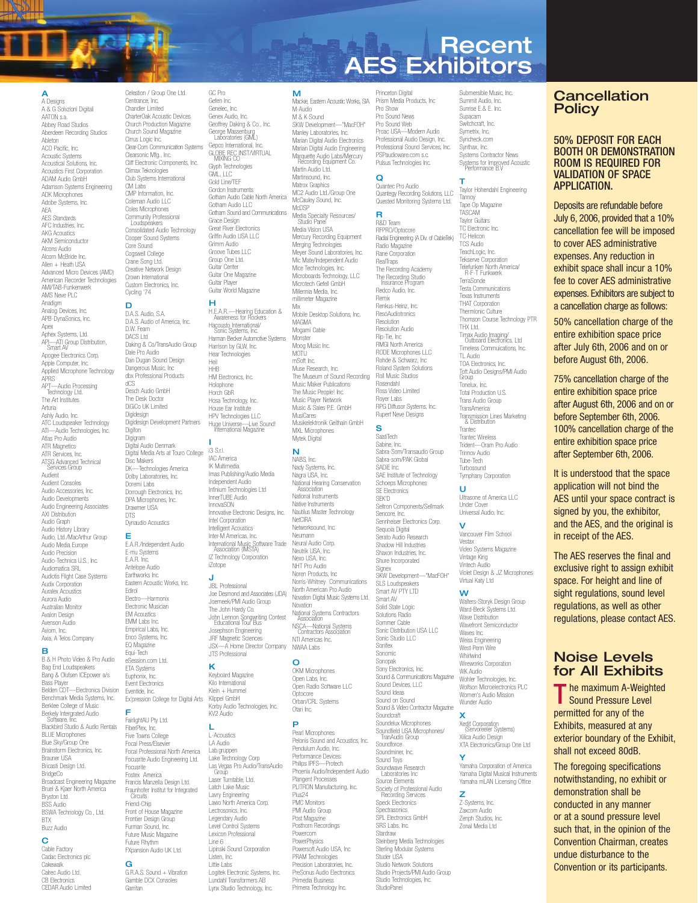# Recent AES Exhibitors

## A

A Designs
A & G Solvzioni Digitali
AATON s.a.
Abbey Road Studios
Aberdeen Recording Studios
Ableton
ACO Pacific, Inc.
Acoustic Systems
Acoustical Solutions, Inc.
Acoustics First Corporation
ADAM Audio GmbH
Adamson Systems Engineering
ADK Microphones
Adobe Systems, Inc.
AEA
AES Standards
AFC Industries, Inc.
AKG Acoustics
AKM Semiconductor
Alcons Audio
Alcorn McBride Inc.
Allen + Heath USA
Advanced Micro Devices (AMD)
American Recorder Technologies
AMI/TAB-Funkenwerk
AMS Neve PLC
Anadigm
Analog Devices, Inc.
APB-DynaSonics, Inc.
Apex
Aphex Systems, Ltd.
API—ATI Group Distribution, Smart AV
Apogee Electronics Corp.
Apple Computer, Inc.
Applied Microphone Technology
APRS
APT—Audio Processing Technology Ltd.
The Art Institutes
Arturia
Ashly Audio, Inc.
ATC Loudspeaker Technology
ATI—Audio Technologies, Inc.
Atlas Pro Audio
ATR Magnetics
ATR Services, Inc.
ATSG Advanced Technical Services Group
Audient
Audient Consoles
Audio Accessories, Inc.
Audio Developments
Audio Engineering Associates
AXI Distribution
Audio Graph
Audio History Library
Audio, Ltd./MacArthur Group
Audio Media Europe
Audio Precision
Audio-Technica U.S., Inc.
Audiomatica SRL
Audiotis Flight Case Systems
Audix Corporation
Auralex Acoustics
Aurora Audio
Australian Monitor
Avalon Design
Avenson Audio
Aviom, Inc.
Axia, A Telos Company

## B

B & H Photo Video & Pro Audio
Bag End Loudspeakers
Bang & Olufsen ICEpower a/s
Bass Player
Belden CDT—Electronics Division
Benchmark Media Systems, Inc.
Berklee College of Music
Berkely Integrated Audio Software, Inc.
Blackbird Studio & Audio Rentals
BLUE Microphones
Blue Sky/Group One
Brainstorm Electronics, Inc.
Brauner USA
Bricasti Design Ltd.
BridgeCo
Broadcast Engineering Magazine
Bruel & Kjaer North America
Bryston Ltd.
BSS Audio
BSWA Technology Co., Ltd.
BTX
Buzz Audio

## C

Cable Factory
Cadac Electronics plc
Cakewalk
Calrec Audio Ltd.
CB Electronics
CEDAR Audio Limited
Celestion / Group One Ltd.
Centrance, Inc.
Chandler Limited
CharterOak Acoustic Devices
Church Production Magazine
Church Sound Magazine
Cirrus Logic Inc.
Clear-Com Communication Systems
Clearsonic Mfg., Inc.
Cliff Electronic Components, Inc.
Climax Teknologies
Club Systems International
CM Labs
CMP Information, Inc.
Coleman Audio LLC
Coles Microphones
Community Professional Loudspeakers
Consolidated Audio Technology
Cooper Sound Systems
Core Sound
Cogswell College
Crane Song Ltd.
Creative Network Design
Crown International
Custom Electronics, Inc.
Cycling '74

## D

D.A.S. Audio, S.A.
D.A.S. Audio of America, Inc.
D.W. Fearn
DACS Ltd
Daking & Co/TransAudio Group
Dale Pro Audio
Dan Dugan Sound Design
Dangerous Music, Inc.
dbx Professional Products
dCS
Desch Audio GmbH
The Desk Doctor
DiGiCo UK Limited
Digidesign
Digidesign Development Partners
Digifon
Digigram
Digital Audio Denmark
Digital Media Arts at Touro College
Disc Makers
DK—Technologies America
Dolby Laboratories, Inc.
Doremi Labs
Dorrough Electronics, Inc.
DPA Microphones, Inc.
Drawmer USA
DTS
Dynaudio Acoustics

## E

E.A.R./Independent Audio
E-mu Systems
E.A.R. Inc.
Antelope Audio
Earthworks Inc.
Eastern Acoustic Works, Inc.
Edirol
Electro—Harmonix
Electronic Musician
EM Acoustics
EMM Labs Inc.
Empirical Labs, Inc.
Enco Systems, Inc.
EQ Magazine
Equi-Tech
eSession.com Ltd.
ETA Systems
Euphonix, Inc.
Event Electronics
Ex'pression College for Digital Arts

## F

FairlightAU Pty Ltd.
FiberPlex, Inc.
Five Towns College
Focal Press/Elsevier
Focal Professional North America
Focusrite Audio Engineering Ltd.
Focusrite
Fostex America
Francis Manzella Design Ltd.
Fraunhofer Institut for Integrated Circuits
Friend-Chip
Front of House Magazine
Frontier Design Group
Furman Sound, Inc.
Fusion Music Magazine
Future Rhythm
FXpansion Audio UK Ltd.

## G

G.R.A.S. Sound + Vibration
Gamble DCX Consoles
Garritan
GC Pro
Gefen Inc.
Genelec, Inc.
Genex Audio, Inc.
Geoffrey Daking & Co., Inc.
George Massenburg Laboratories (GML)
Gepco International, Inc.
GLOBE REC INST/VIRTUAL MIXING CO
Glyph Technologies
GML, LLC
Gold Line/TEF
Gordon Instruments
Gotham Audio Cable North America
Gotham Audio LLC
Gotham Sound and Communications
Grace Design
Great River Electronics
Griffin Audio USA LLC
Grimm Audio
Groove Tubes LLC
Group One Ltd.
Guitar Center
Guitar One Magazine
Guitar Player
Guitar World Magazine

## H

H.E.A.R.—Hearing Education & Awareness for Rockers
Hacousto International/ Sonic Systems, Inc.
Harman Becker Automotive Systems
Harrison by GLW, Inc.
Hear Technologies
Heil
HHB
HM Electronics, Inc.
Holophone
Horch GbR
Hosa Technology, Inc.
House Ear Institute
HPV Technologies LLC
Huge Universe—Live Sound! International Magazine

## I

i3 S.r.l.
IAC America
IK Multimedia
Imas Publishing/Audio Media
Independent Audio
Infinium Technologies Ltd
InnerTUBE Audio
InnovaSON
Innovative Electronic Designs, Inc.
Intel Corporation
Intelligent Acoustics
Inter-M Americas, Inc.
International Music Software Trade Association (IMSTA)
IZ Technology Corporation
iZotope

## J

JBL Professional
Joe Desmond and Associates (JDA)
Joemeek/PMI Audio Group
The John Hardy Co.
John Lennon Songwriting Contest Educational Tour Bus
Josephson Engineering
JRF Magnetic Sciences
JSX—A Home Director Company
JTS Professional

## K

Keyboard Magazine
Kilo International
Klein + Hummel
Klippel GmbH
Korby Audio Technologies, Inc.
KV2 Audio

## L

L-Acoustics
LA Audio
Lab.gruppen
Lake Technology Corp
Las Vegas Pro Audio/TransAudio Group
Lavry Engineering
Latch Lake Music
Lawo North America Corp.
Lectrosonics, Inc.
Legendary Audio
Level Control Systems
Lexicon Professional
Line 6
Lipinski Sound Corporation
Listen, Inc.
Little Labs
Logitek Electronic Systems, Inc.
Lundahl Transformers AB
Lynx Studio Technology, Inc.

## M

Mackie, Eastern Acoustic Works, SIA
M-Audio
M & K Sound
SKW Development—"MacFOH"
Manley Laboratories, Inc.
Marian Digital Audio Electronics
Marian Digital Audio Engineering
Marquette Audio Labs/Mercury Recording Equipment Co.
Martin Audio Ltd.
Martinsound, Inc.
Matrox Graphics
MC2 Audio Ltd./Group One
McCauley Sound, Inc.
McDSP
Media Specialty Resources/ Studio Panel
Media Vision USA
Mercury Recording Equipment
Merging Technologies
Meyer Sound Laboratories, Inc.
Mic Mate/Independent Audio
Mice Technologies, Inc.
Microboards Technology, LLC
Microtech Gefell GmbH
Millennia Media, Inc.
millimeter Magazine
Mix
Mobile Desktop Solutions, Inc.
MAGMA
Mogami Cable
Monster
Moog Music Inc.
MOTU
mSoft Inc.
Muse Research, Inc.
The Museum of Sound Recording
Music Maker Publications
The Music People! Inc.
Music Player Network
Music & Sales P.E. GmbH
MusiCares
Musikelektronik Geithain GmbH
MXL Microphones
Mytek Digital

## N

NABS, Inc.
Nady Systems, Inc.
Nagra USA, Inc.
National Hearing Conservation Association
National Instruments
Native Instruments
Nautilus Master Technology
NetCIRA
Networksound, Inc.
Neumann
Neutrik Audio Corp.
Neutrik USA, Inc.
Nexo USA, Inc.
NHT Pro Audio
Noren Products, Inc
Norris-Whitney Communications
North American Pro Audio
Novation Digital Music Systems Ltd.
Novation
National Systems Contractors Association
NSCA—National Systems Contractors Association
NTI Americas Inc.
NWAA Labs

## O

OKM Microphones
Open Labs, Inc.
Open Radio Software LLC
Optocore
Orban/CRL Systems
Otari Inc.

## P

Pearl Microphones
Pelonis Sound and Acoustics, Inc.
Pendulum Audio, Inc.
Performance Devices
Philips IPFS—Protech
Phoenix Audio/Independent Audio
Plangent Processes
PLITRON Manufacturing, Inc.
Plus24
PMC Monitors
PMI Audio Group
Post Magazine
Posthorn Recordings
Powercom
PowerPhysics
Powersoft Audio USA, Inc.
PRAM Technologies
Precision Laboratories, Inc.
PreSonus Audio Electronics
Primedia Business
Primera Technology Inc.
Princeton Digital
Prism Media Products, Inc
Pro Show
Pro Sound News
Pro Sound Web
Proac USA—Modern Audio
Professional Audio Design, Inc.
Professional Sound Services, Inc.
PSPaudioware.com s.c.
Pulsus Technologies Inc.

## Q

Quantec Pro Audio
Quantegy Recording Solutions, LLC
Quested Monitoring Systems Ltd.

## R

R&D Team
RFPRO/Optocore
Radial Engineering (A Div. of CableTek)
Radio Magazine
Rane Corporation
RealTraps
The Recording Academy
The Recording Studio Insurance Program
Redco Audio, Inc.
Remix
Renkus-Heinz, Inc.
ResoAudiotronics
Resolution
Resolution Audio
Rip-Tie, Inc
RMGI North America
RODE Microphones LLC
Rohde & Schwarz, Inc
Roland System Solutions
Roll Music Studios
Rosendahl
Ross Video Limited
Royer Labs
RPG Diffusor Systems, Inc.
Rupert Neve Designs

## S

SaatiTech
Sabine, Inc.
Sabra-Som/Transaudio Group
Sabra-som/PAK Global
SADiE Inc.
SAE Institute of Technology
Schoeps Microphones
SE Electronics
SEK'D
Seltron Components/Sellmark
Sencore, Inc.
Sennheiser Electronics Corp.
Sequoia Digital
Serato Audio Research
Shadow Hill Industries
Shaxon Industries, Inc.
Shure Incorporated
Signex
SKW Development—"MacFOH"
SLS Loudspeakers
Smart AV PTY LTD
Smart AV
Solid State Logic
Solutions Radio
Sommer Cable
Sonic Distribution USA LLC
Sonic Studio LLC
Sonifex
Sonomic
Sonopak
Sony Electronics, Inc.
Sound & Communications Magazine
Sound Devices, LLC
Sound Ideas
Sound on Sound
Sound & Video Contractor Magazine
Soundcraft
Soundelux Microphones
Soundfield USA Microphones/ TranAudio Group
Soundforce
Soundminer, Inc.
Sound Toys
Soundwave Research Laboratories Inc
Source Elements
Society of Professional Audio Recording Services
Speck Electronics
Spectrasonics
SPL Electronics GmbH
SRS Labs, Inc.
Stardraw
Steinberg Media Technologies
Sterling Modular Systems
Studer USA
Studio Network Solutions
Studio Projects/PMI Audio Group
Studio Technologies, Inc.
StudioPanel
Submersible Music, Inc.
Summit Audio, Inc.
Sunrise E.& E. Inc.
Supacam
Switchcraft, Inc.
Symetrix, Inc.
Syncheck.com
Synthax, Inc.
Systems Contractor News
Systems for Improved Acoustic Performance B.V

## T

Taylor Hohendahl Engineering
Tannoy
Tape Op Magazine
TASCAM
Taylor Guitars
TC Electronic Inc.
TC-Helicon
TCS Audio
TeachLogic, Inc.
Tekserve Corporation
Telefunken North America/ R-F-T Funkwerk
TerraSonde
Testa Communications
Texas Instruments
THAT Corporation
Thermionic Culture
Thomson Course Technology PTR
THX Ltd.
Timax Audio Imaging/ Outboard Electronics, Ltd
Timeless Communications, Inc.
TL Audio
TOA Electronics, Inc.
Toft Audio Designs/PMI Audio Group
Tonelux, Inc.
Total Production U.S.
Trans Audio Group
TransAmerica
Transmission Lines Marketing & Distribution
Trantec
Trantec Wireless
Trident—Oram Pro Audio
Trinnov Audio
Tube-Tech
Turbosound
Tymphany Corporation

## U

Ultrasone of America LLC
Under Cover
Universal Audio, Inc.

## V

Vancouver Film School
Vestax
Video Systems Magazine
Vintage King
Vintech Audio
Violet Design & JZ Microphones
Virtual Katy Ltd

## W

Walters-Storyk Design Group
Ward-Beck Systems Ltd.
Wave Distribution
Wavefront Semiconductor
Waves Inc.
Weiss Engineering
West Penn Wire
Whirlwind
Wireworks Corporation
WK Audio
Wohler Technologies, Inc.
Wolfson Microelectronics PLC
Women's Audio Mission
Wunder Audio

## X

Xedit Corporation (Servoreeler Systems)
Xilica Audio Design
XTA Electronics/Group One Ltd

## Y

Yamaha Corporation of America
Yamaha Digital Musical Instruments
Yamaha mLAN Licensing Office

## Z

Z-Systems, Inc.
Zaxcom Audio
Zenph Studios, Inc.
Zonal Media Ltd

# Cancellation Policy

**50% DEPOSIT FOR EACH BOOTH OR DEMONSTRATION ROOM IS REQUIRED FOR VALIDATION OF SPACE APPLICATION.**

Deposits are refundable before July 6, 2006, provided that a 10% cancellation fee will be imposed to cover AES administrative expenses. Any reduction in exhibit space shall incur a 10% fee to cover AES administrative expenses. Exhibitors are subject to a cancellation charge as follows:

50% cancellation charge of the entire exhibition space price after July 6th, 2006 and on or before August 6th, 2006.

75% cancellation charge of the entire exhibition space price after August 6th, 2006 and on or before September 6th, 2006.

100% cancellation charge of the entire exhibition space price after September 6th, 2006.

It is understood that the space application will not bind the AES until your space contract is signed by you, the exhibitor, and the AES, and the original is in receipt of the AES.

The AES reserves the final and exclusive right to assign exhibit space. For height and line of sight regulations, sound level regulations, as well as other regulations, please contact AES.

# Noise Levels for All Exhibits

The maximum A-Weighted Sound Pressure Level permitted for any of the Exhibits, measured at any exterior boundary of the Exhibit, shall not exceed 80dB.

The foregoing specifications notwithstanding, no exhibit or demonstration shall be conducted in any manner or at a sound pressure level such that, in the opinion of the Convention Chairman, creates undue disturbance to the Convention or its participants.